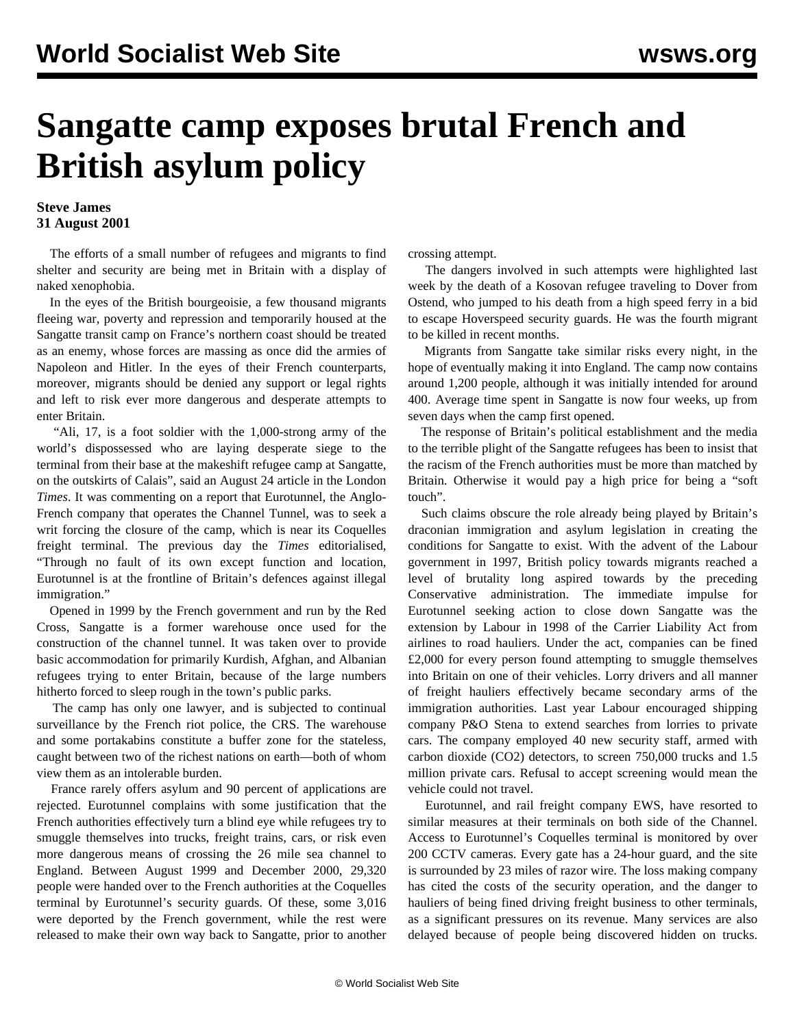# Sangatte camp exposes brutal French and British asylum policy

**Steve James**
**31 August 2001**

The efforts of a small number of refugees and migrants to find shelter and security are being met in Britain with a display of naked xenophobia.

In the eyes of the British bourgeoisie, a few thousand migrants fleeing war, poverty and repression and temporarily housed at the Sangatte transit camp on France's northern coast should be treated as an enemy, whose forces are massing as once did the armies of Napoleon and Hitler. In the eyes of their French counterparts, moreover, migrants should be denied any support or legal rights and left to risk ever more dangerous and desperate attempts to enter Britain.

"Ali, 17, is a foot soldier with the 1,000-strong army of the world's dispossessed who are laying desperate siege to the terminal from their base at the makeshift refugee camp at Sangatte, on the outskirts of Calais", said an August 24 article in the London *Times*. It was commenting on a report that Eurotunnel, the Anglo-French company that operates the Channel Tunnel, was to seek a writ forcing the closure of the camp, which is near its Coquelles freight terminal. The previous day the *Times* editorialised, "Through no fault of its own except function and location, Eurotunnel is at the frontline of Britain's defences against illegal immigration."

Opened in 1999 by the French government and run by the Red Cross, Sangatte is a former warehouse once used for the construction of the channel tunnel. It was taken over to provide basic accommodation for primarily Kurdish, Afghan, and Albanian refugees trying to enter Britain, because of the large numbers hitherto forced to sleep rough in the town's public parks.

The camp has only one lawyer, and is subjected to continual surveillance by the French riot police, the CRS. The warehouse and some portakabins constitute a buffer zone for the stateless, caught between two of the richest nations on earth—both of whom view them as an intolerable burden.

France rarely offers asylum and 90 percent of applications are rejected. Eurotunnel complains with some justification that the French authorities effectively turn a blind eye while refugees try to smuggle themselves into trucks, freight trains, cars, or risk even more dangerous means of crossing the 26 mile sea channel to England. Between August 1999 and December 2000, 29,320 people were handed over to the French authorities at the Coquelles terminal by Eurotunnel's security guards. Of these, some 3,016 were deported by the French government, while the rest were released to make their own way back to Sangatte, prior to another crossing attempt.

The dangers involved in such attempts were highlighted last week by the death of a Kosovan refugee traveling to Dover from Ostend, who jumped to his death from a high speed ferry in a bid to escape Hoverspeed security guards. He was the fourth migrant to be killed in recent months.

Migrants from Sangatte take similar risks every night, in the hope of eventually making it into England. The camp now contains around 1,200 people, although it was initially intended for around 400. Average time spent in Sangatte is now four weeks, up from seven days when the camp first opened.

The response of Britain's political establishment and the media to the terrible plight of the Sangatte refugees has been to insist that the racism of the French authorities must be more than matched by Britain. Otherwise it would pay a high price for being a "soft touch".

Such claims obscure the role already being played by Britain's draconian immigration and asylum legislation in creating the conditions for Sangatte to exist. With the advent of the Labour government in 1997, British policy towards migrants reached a level of brutality long aspired towards by the preceding Conservative administration. The immediate impulse for Eurotunnel seeking action to close down Sangatte was the extension by Labour in 1998 of the Carrier Liability Act from airlines to road hauliers. Under the act, companies can be fined £2,000 for every person found attempting to smuggle themselves into Britain on one of their vehicles. Lorry drivers and all manner of freight hauliers effectively became secondary arms of the immigration authorities. Last year Labour encouraged shipping company P&O Stena to extend searches from lorries to private cars. The company employed 40 new security staff, armed with carbon dioxide ($CO_2$) detectors, to screen 750,000 trucks and 1.5 million private cars. Refusal to accept screening would mean the vehicle could not travel.

Eurotunnel, and rail freight company EWS, have resorted to similar measures at their terminals on both side of the Channel. Access to Eurotunnel's Coquelles terminal is monitored by over 200 CCTV cameras. Every gate has a 24-hour guard, and the site is surrounded by 23 miles of razor wire. The loss making company has cited the costs of the security operation, and the danger to hauliers of being fined driving freight business to other terminals, as a significant pressures on its revenue. Many services are also delayed because of people being discovered hidden on trucks.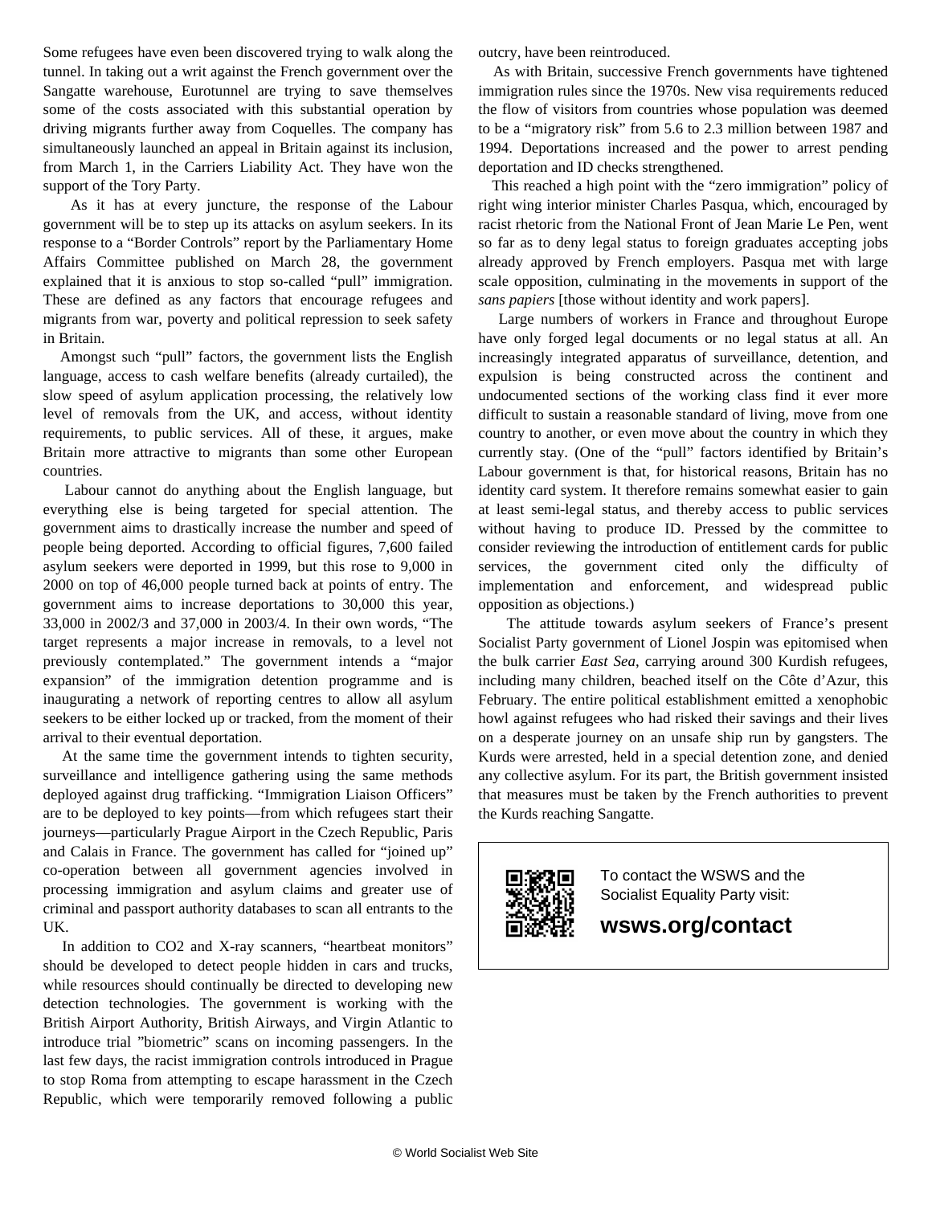Some refugees have even been discovered trying to walk along the tunnel. In taking out a writ against the French government over the Sangatte warehouse, Eurotunnel are trying to save themselves some of the costs associated with this substantial operation by driving migrants further away from Coquelles. The company has simultaneously launched an appeal in Britain against its inclusion, from March 1, in the Carriers Liability Act. They have won the support of the Tory Party.

As it has at every juncture, the response of the Labour government will be to step up its attacks on asylum seekers. In its response to a "Border Controls" report by the Parliamentary Home Affairs Committee published on March 28, the government explained that it is anxious to stop so-called "pull" immigration. These are defined as any factors that encourage refugees and migrants from war, poverty and political repression to seek safety in Britain.

Amongst such "pull" factors, the government lists the English language, access to cash welfare benefits (already curtailed), the slow speed of asylum application processing, the relatively low level of removals from the UK, and access, without identity requirements, to public services. All of these, it argues, make Britain more attractive to migrants than some other European countries.

Labour cannot do anything about the English language, but everything else is being targeted for special attention. The government aims to drastically increase the number and speed of people being deported. According to official figures, 7,600 failed asylum seekers were deported in 1999, but this rose to 9,000 in 2000 on top of 46,000 people turned back at points of entry. The government aims to increase deportations to 30,000 this year, 33,000 in 2002/3 and 37,000 in 2003/4. In their own words, "The target represents a major increase in removals, to a level not previously contemplated." The government intends a "major expansion" of the immigration detention programme and is inaugurating a network of reporting centres to allow all asylum seekers to be either locked up or tracked, from the moment of their arrival to their eventual deportation.

At the same time the government intends to tighten security, surveillance and intelligence gathering using the same methods deployed against drug trafficking. "Immigration Liaison Officers" are to be deployed to key points—from which refugees start their journeys—particularly Prague Airport in the Czech Republic, Paris and Calais in France. The government has called for "joined up" co-operation between all government agencies involved in processing immigration and asylum claims and greater use of criminal and passport authority databases to scan all entrants to the UK.

In addition to $CO_2$ and X-ray scanners, "heartbeat monitors" should be developed to detect people hidden in cars and trucks, while resources should continually be directed to developing new detection technologies. The government is working with the British Airport Authority, British Airways, and Virgin Atlantic to introduce trial "biometric" scans on incoming passengers. In the last few days, the racist immigration controls introduced in Prague to stop Roma from attempting to escape harassment in the Czech Republic, which were temporarily removed following a public outcry, have been reintroduced.

As with Britain, successive French governments have tightened immigration rules since the 1970s. New visa requirements reduced the flow of visitors from countries whose population was deemed to be a "migratory risk" from 5.6 to 2.3 million between 1987 and 1994. Deportations increased and the power to arrest pending deportation and ID checks strengthened.

This reached a high point with the "zero immigration" policy of right wing interior minister Charles Pasqua, which, encouraged by racist rhetoric from the National Front of Jean Marie Le Pen, went so far as to deny legal status to foreign graduates accepting jobs already approved by French employers. Pasqua met with large scale opposition, culminating in the movements in support of the *sans papiers* [those without identity and work papers].

Large numbers of workers in France and throughout Europe have only forged legal documents or no legal status at all. An increasingly integrated apparatus of surveillance, detention, and expulsion is being constructed across the continent and undocumented sections of the working class find it ever more difficult to sustain a reasonable standard of living, move from one country to another, or even move about the country in which they currently stay. (One of the "pull" factors identified by Britain's Labour government is that, for historical reasons, Britain has no identity card system. It therefore remains somewhat easier to gain at least semi-legal status, and thereby access to public services without having to produce ID. Pressed by the committee to consider reviewing the introduction of entitlement cards for public services, the government cited only the difficulty of implementation and enforcement, and widespread public opposition as objections.)

The attitude towards asylum seekers of France's present Socialist Party government of Lionel Jospin was epitomised when the bulk carrier *East Sea*, carrying around 300 Kurdish refugees, including many children, beached itself on the Côte d'Azur, this February. The entire political establishment emitted a xenophobic howl against refugees who had risked their savings and their lives on a desperate journey on an unsafe ship run by gangsters. The Kurds were arrested, held in a special detention zone, and denied any collective asylum. For its part, the British government insisted that measures must be taken by the French authorities to prevent the Kurds reaching Sangatte.

To contact the WSWS and the Socialist Equality Party visit:

**wsws.org/contact**